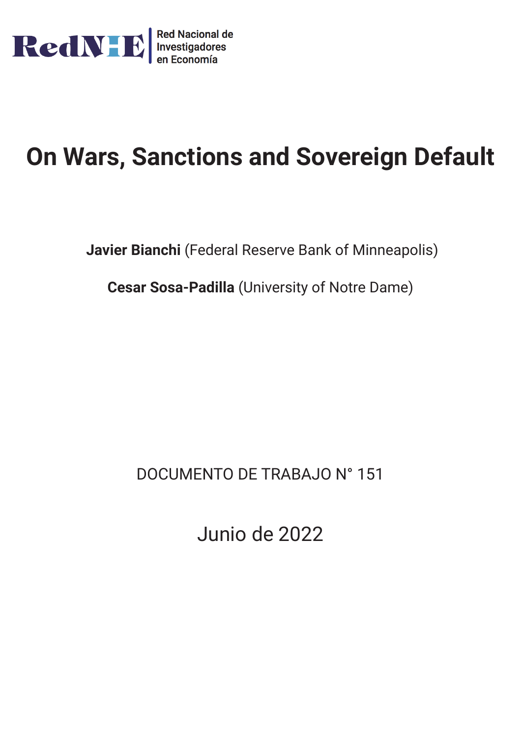RedNIE

Red Nacional de Investigadores en Economía

# On Wars, Sanctions and Sovereign Default

**Javier Bianchi** (Federal Reserve Bank of Minneapolis)

**Cesar Sosa-Padilla** (University of Notre Dame)

DOCUMENTO DE TRABAJO N° 151

Junio de 2022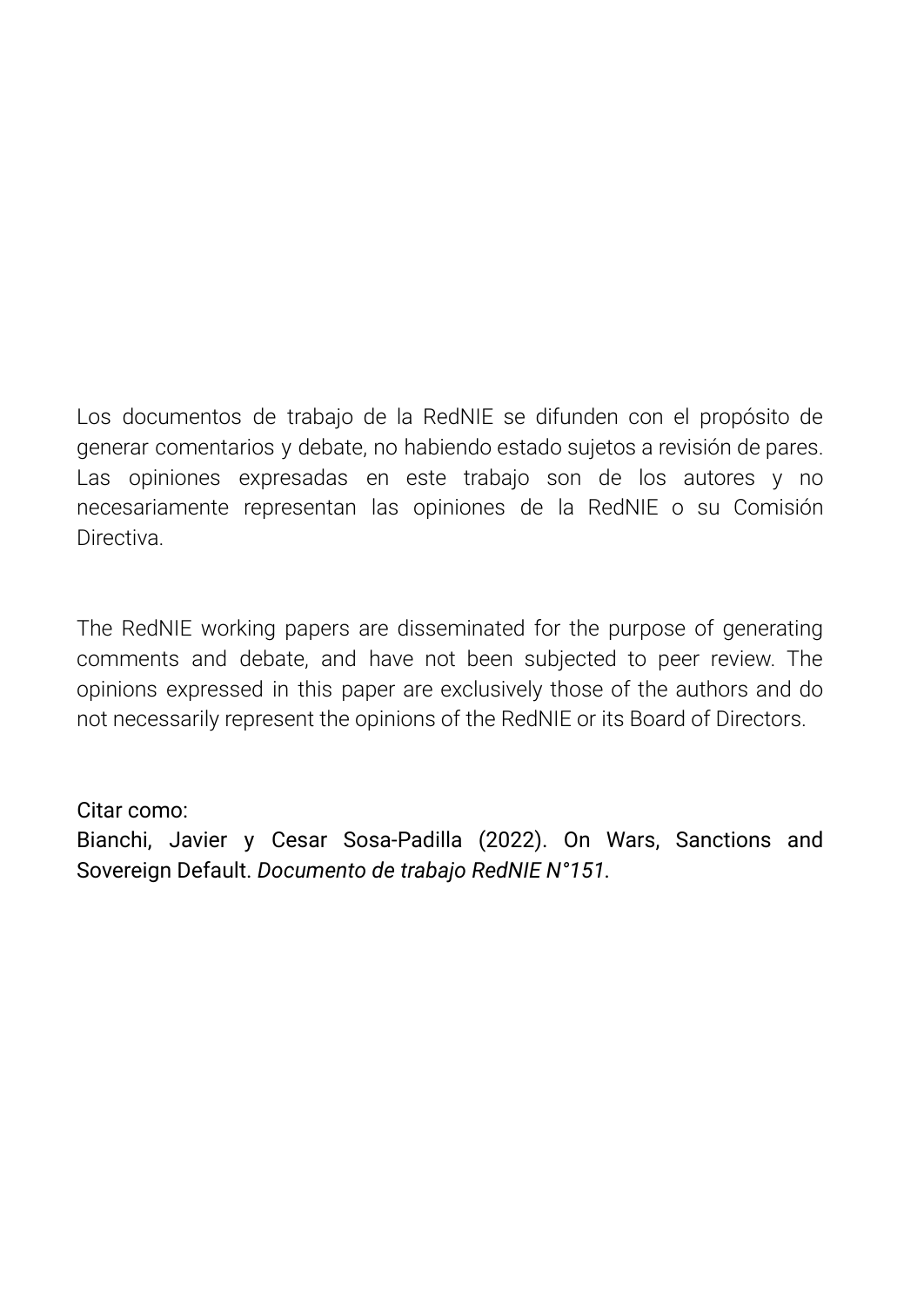Los documentos de trabajo de la RedNIE se difunden con el propósito de generar comentarios y debate, no habiendo estado sujetos a revisión de pares. Las opiniones expresadas en este trabajo son de los autores y no necesariamente representan las opiniones de la RedNIE o su Comisión Directiva.

The RedNIE working papers are disseminated for the purpose of generating comments and debate, and have not been subjected to peer review. The opinions expressed in this paper are exclusively those of the authors and do not necessarily represent the opinions of the RedNIE or its Board of Directors.

Citar como:
Bianchi, Javier y Cesar Sosa-Padilla (2022). On Wars, Sanctions and Sovereign Default. *Documento de trabajo RedNIE N°151.*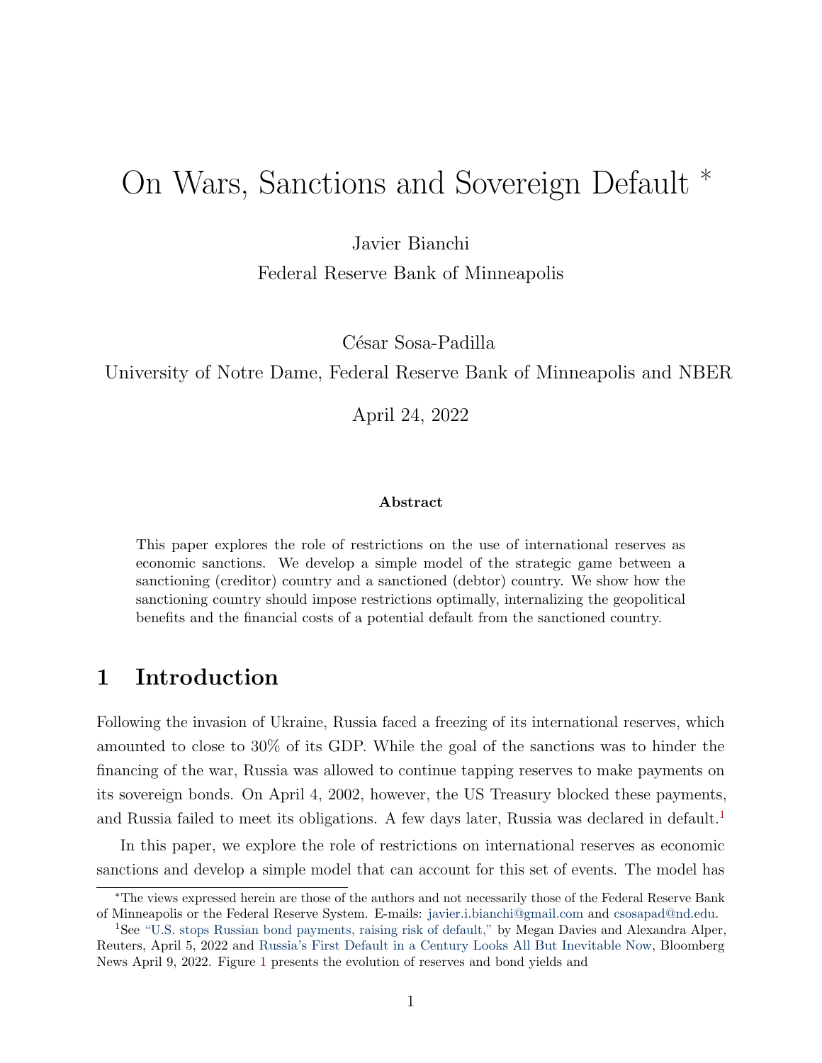# On Wars, Sanctions and Sovereign Default *

Javier Bianchi
Federal Reserve Bank of Minneapolis

César Sosa-Padilla
University of Notre Dame, Federal Reserve Bank of Minneapolis and NBER

April 24, 2022

**Abstract**

This paper explores the role of restrictions on the use of international reserves as economic sanctions. We develop a simple model of the strategic game between a sanctioning (creditor) country and a sanctioned (debtor) country. We show how the sanctioning country should impose restrictions optimally, internalizing the geopolitical benefits and the financial costs of a potential default from the sanctioned country.

## 1 Introduction

Following the invasion of Ukraine, Russia faced a freezing of its international reserves, which amounted to close to 30% of its GDP. While the goal of the sanctions was to hinder the financing of the war, Russia was allowed to continue tapping reserves to make payments on its sovereign bonds. On April 4, 2002, however, the US Treasury blocked these payments, and Russia failed to meet its obligations. A few days later, Russia was declared in default.[1]

In this paper, we explore the role of restrictions on international reserves as economic sanctions and develop a simple model that can account for this set of events. The model has

*The views expressed herein are those of the authors and not necessarily those of the Federal Reserve Bank of Minneapolis or the Federal Reserve System. E-mails: javier.i.bianchi@gmail.com and csosapad@nd.edu.

[1]See "U.S. stops Russian bond payments, raising risk of default," by Megan Davies and Alexandra Alper, Reuters, April 5, 2022 and Russia's First Default in a Century Looks All But Inevitable Now, Bloomberg News April 9, 2022. Figure 1 presents the evolution of reserves and bond yields and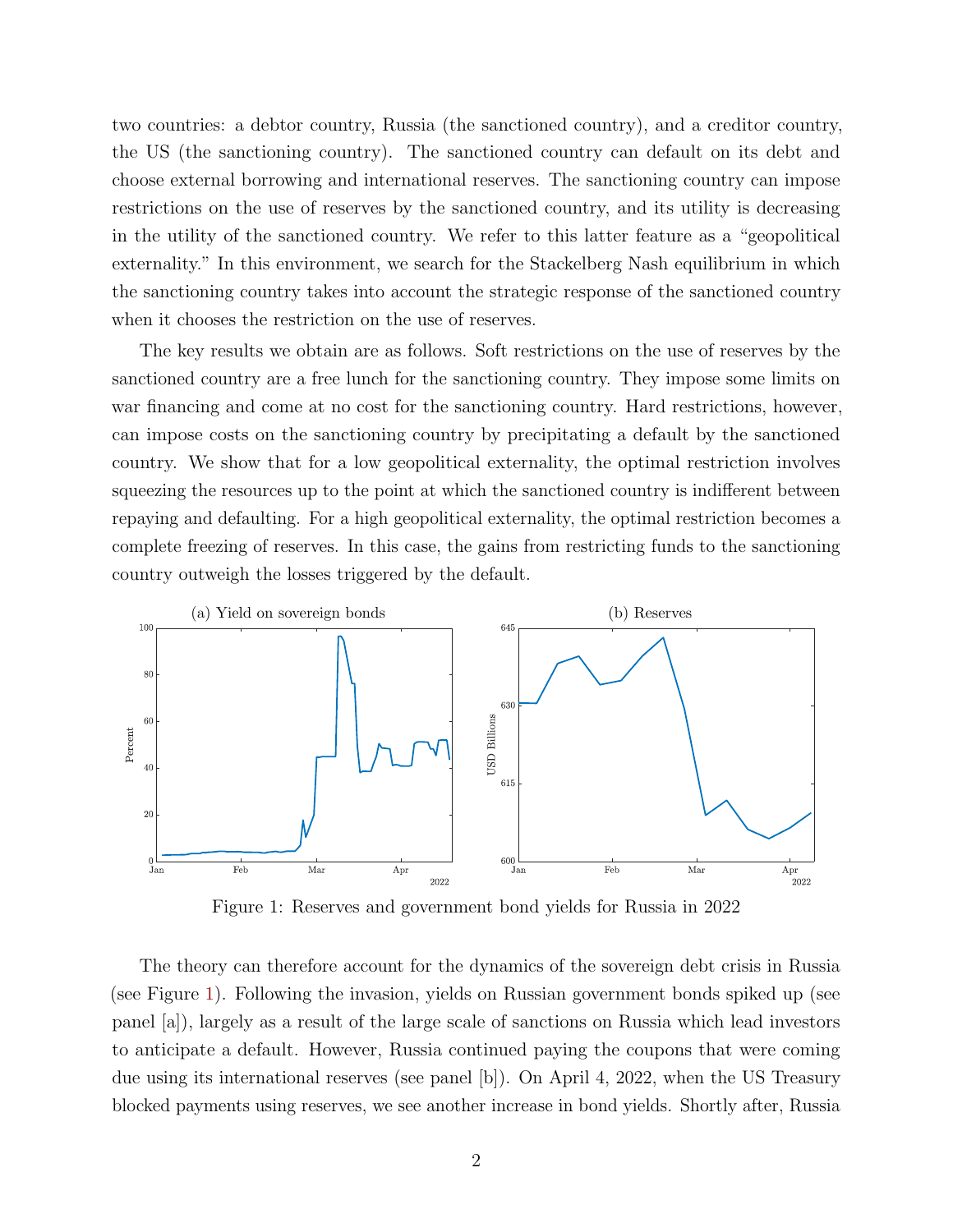two countries: a debtor country, Russia (the sanctioned country), and a creditor country, the US (the sanctioning country). The sanctioned country can default on its debt and choose external borrowing and international reserves. The sanctioning country can impose restrictions on the use of reserves by the sanctioned country, and its utility is decreasing in the utility of the sanctioned country. We refer to this latter feature as a "geopolitical externality." In this environment, we search for the Stackelberg Nash equilibrium in which the sanctioning country takes into account the strategic response of the sanctioned country when it chooses the restriction on the use of reserves.

The key results we obtain are as follows. Soft restrictions on the use of reserves by the sanctioned country are a free lunch for the sanctioning country. They impose some limits on war financing and come at no cost for the sanctioning country. Hard restrictions, however, can impose costs on the sanctioning country by precipitating a default by the sanctioned country. We show that for a low geopolitical externality, the optimal restriction involves squeezing the resources up to the point at which the sanctioned country is indifferent between repaying and defaulting. For a high geopolitical externality, the optimal restriction becomes a complete freezing of reserves. In this case, the gains from restricting funds to the sanctioning country outweigh the losses triggered by the default.

Figure 1: Reserves and government bond yields for Russia in 2022

The theory can therefore account for the dynamics of the sovereign debt crisis in Russia (see Figure 1). Following the invasion, yields on Russian government bonds spiked up (see panel [a]), largely as a result of the large scale of sanctions on Russia which lead investors to anticipate a default. However, Russia continued paying the coupons that were coming due using its international reserves (see panel [b]). On April 4, 2022, when the US Treasury blocked payments using reserves, we see another increase in bond yields. Shortly after, Russia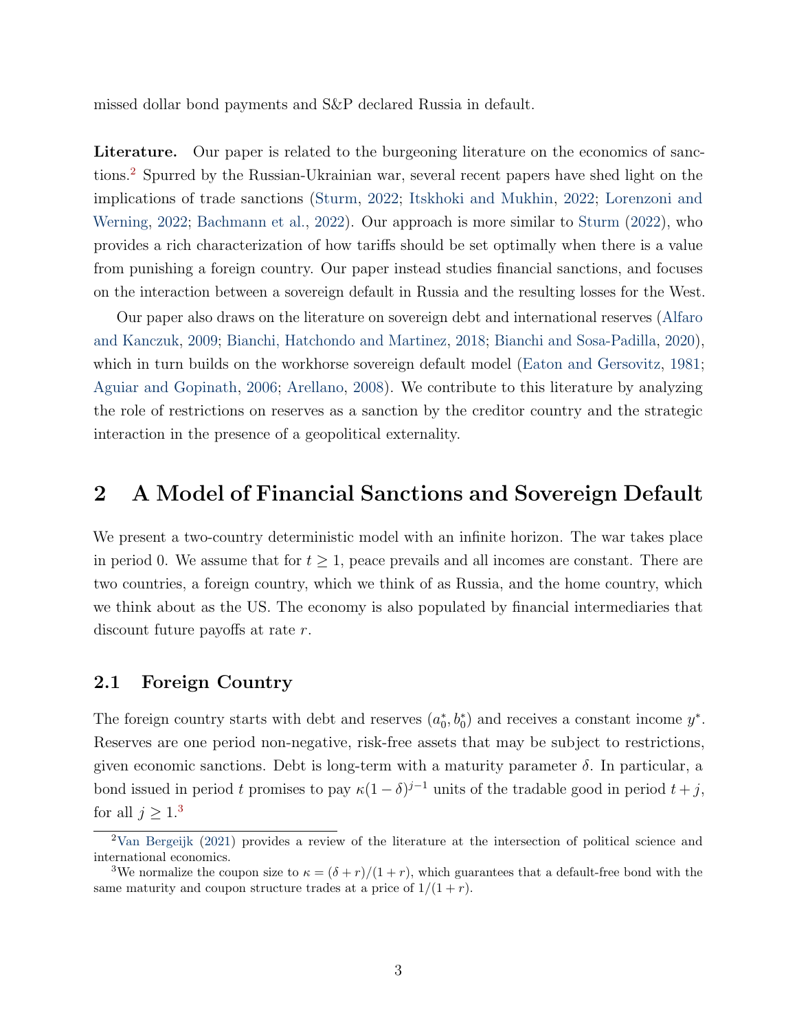missed dollar bond payments and S&P declared Russia in default.

**Literature.** Our paper is related to the burgeoning literature on the economics of sanctions.[2] Spurred by the Russian-Ukrainian war, several recent papers have shed light on the implications of trade sanctions (Sturm, 2022; Itskhoki and Mukhin, 2022; Lorenzoni and Werning, 2022; Bachmann et al., 2022). Our approach is more similar to Sturm (2022), who provides a rich characterization of how tariffs should be set optimally when there is a value from punishing a foreign country. Our paper instead studies financial sanctions, and focuses on the interaction between a sovereign default in Russia and the resulting losses for the West.

Our paper also draws on the literature on sovereign debt and international reserves (Alfaro and Kanczuk, 2009; Bianchi, Hatchondo and Martinez, 2018; Bianchi and Sosa-Padilla, 2020), which in turn builds on the workhorse sovereign default model (Eaton and Gersovitz, 1981; Aguiar and Gopinath, 2006; Arellano, 2008). We contribute to this literature by analyzing the role of restrictions on reserves as a sanction by the creditor country and the strategic interaction in the presence of a geopolitical externality.

## 2 A Model of Financial Sanctions and Sovereign Default

We present a two-country deterministic model with an infinite horizon. The war takes place in period 0. We assume that for $t \geq 1$, peace prevails and all incomes are constant. There are two countries, a foreign country, which we think of as Russia, and the home country, which we think about as the US. The economy is also populated by financial intermediaries that discount future payoffs at rate $r$.

### 2.1 Foreign Country

The foreign country starts with debt and reserves $(a_0^*, b_0^*)$ and receives a constant income $y^*$. Reserves are one period non-negative, risk-free assets that may be subject to restrictions, given economic sanctions. Debt is long-term with a maturity parameter $\delta$. In particular, a bond issued in period $t$ promises to pay $\kappa(1-\delta)^{j-1}$ units of the tradable good in period $t+j$, for all $j \geq 1$.[3]

---

[2] Van Bergeijk (2021) provides a review of the literature at the intersection of political science and international economics.

[3] We normalize the coupon size to $\kappa = (\delta + r)/(1+r)$, which guarantees that a default-free bond with the same maturity and coupon structure trades at a price of $1/(1+r)$.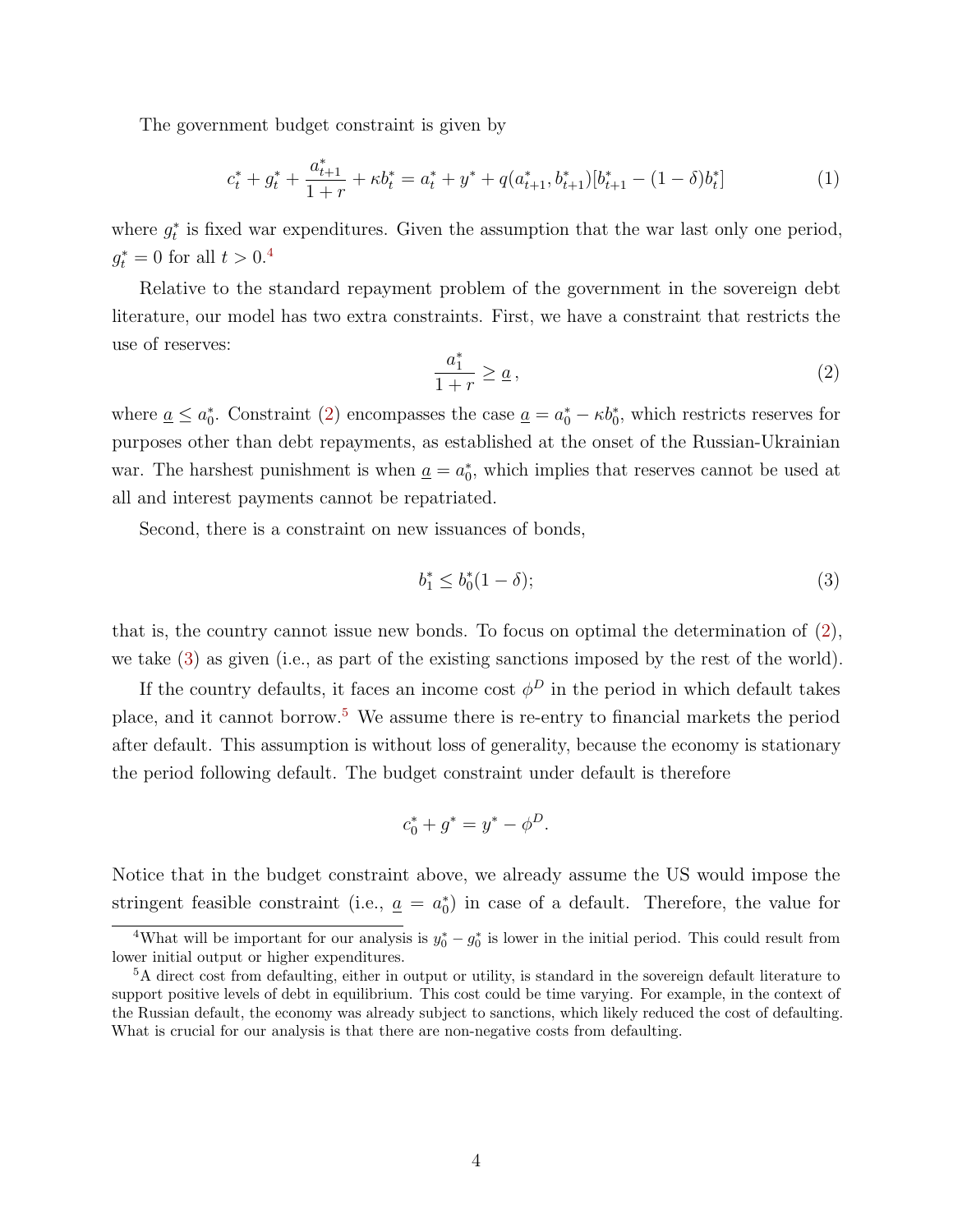The government budget constraint is given by

$$c_t^* + g_t^* + \frac{a_{t+1}^*}{1+r} + \kappa b_t^* = a_t^* + y^* + q(a_{t+1}^*, b_{t+1}^*)[b_{t+1}^* - (1-\delta)b_t^*] \tag{1}$$

where $g_t^*$ is fixed war expenditures. Given the assumption that the war last only one period, $g_t^* = 0$ for all $t > 0$.[4]

Relative to the standard repayment problem of the government in the sovereign debt literature, our model has two extra constraints. First, we have a constraint that restricts the use of reserves:

$$\frac{a_1^*}{1+r} \geq \underline{a}\,, \tag{2}$$

where $\underline{a} \leq a_0^*$. Constraint (2) encompasses the case $\underline{a} = a_0^* - \kappa b_0^*$, which restricts reserves for purposes other than debt repayments, as established at the onset of the Russian-Ukrainian war. The harshest punishment is when $\underline{a} = a_0^*$, which implies that reserves cannot be used at all and interest payments cannot be repatriated.

Second, there is a constraint on new issuances of bonds,

$$b_1^* \leq b_0^*(1-\delta); \tag{3}$$

that is, the country cannot issue new bonds. To focus on optimal the determination of (2), we take (3) as given (i.e., as part of the existing sanctions imposed by the rest of the world).

If the country defaults, it faces an income cost $\phi^D$ in the period in which default takes place, and it cannot borrow.[5] We assume there is re-entry to financial markets the period after default. This assumption is without loss of generality, because the economy is stationary the period following default. The budget constraint under default is therefore

$$c_0^* + g^* = y^* - \phi^D.$$

Notice that in the budget constraint above, we already assume the US would impose the stringent feasible constraint (i.e., $\underline{a} = a_0^*$) in case of a default. Therefore, the value for

[4] What will be important for our analysis is $y_0^* - g_0^*$ is lower in the initial period. This could result from lower initial output or higher expenditures.

[5] A direct cost from defaulting, either in output or utility, is standard in the sovereign default literature to support positive levels of debt in equilibrium. This cost could be time varying. For example, in the context of the Russian default, the economy was already subject to sanctions, which likely reduced the cost of defaulting. What is crucial for our analysis is that there are non-negative costs from defaulting.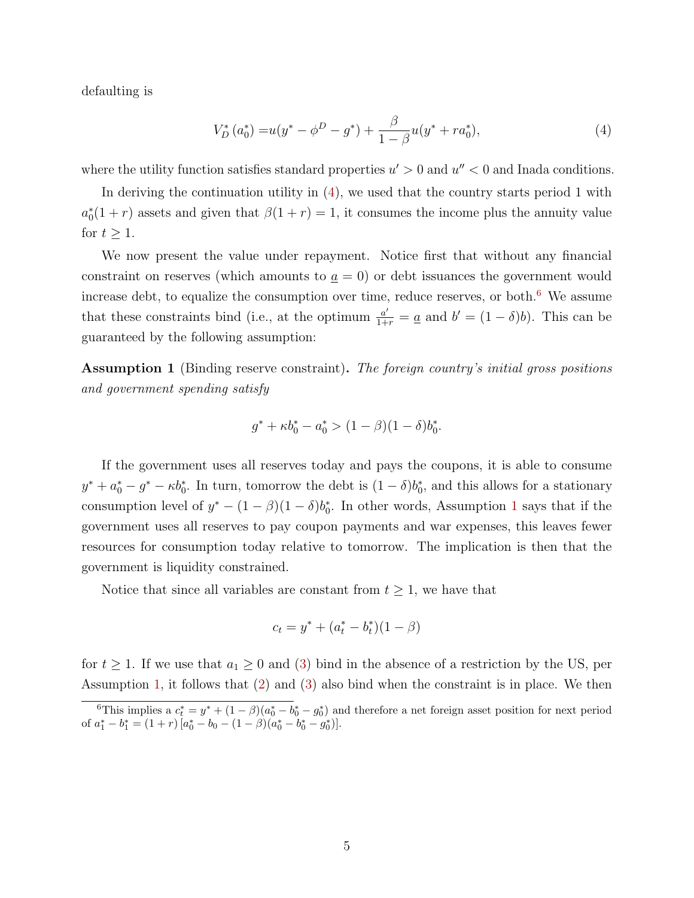defaulting is

$$V_D^*(a_0^*) = u(y^* - \phi^D - g^*) + \frac{\beta}{1-\beta} u(y^* + r a_0^*), \tag{4}$$

where the utility function satisfies standard properties $u' > 0$ and $u'' < 0$ and Inada conditions.

In deriving the continuation utility in (4), we used that the country starts period 1 with $a_0^*(1+r)$ assets and given that $\beta(1+r) = 1$, it consumes the income plus the annuity value for $t \geq 1$.

We now present the value under repayment. Notice first that without any financial constraint on reserves (which amounts to $\underline{a} = 0$) or debt issuances the government would increase debt, to equalize the consumption over time, reduce reserves, or both.[6] We assume that these constraints bind (i.e., at the optimum $\frac{a'}{1+r} = \underline{a}$ and $b' = (1-\delta)b$). This can be guaranteed by the following assumption:

**Assumption 1** (Binding reserve constraint)**.** *The foreign country's initial gross positions and government spending satisfy*

$$g^* + \kappa b_0^* - a_0^* > (1-\beta)(1-\delta) b_0^*.$$

If the government uses all reserves today and pays the coupons, it is able to consume $y^* + a_0^* - g^* - \kappa b_0^*$. In turn, tomorrow the debt is $(1-\delta)b_0^*$, and this allows for a stationary consumption level of $y^* - (1-\beta)(1-\delta)b_0^*$. In other words, Assumption 1 says that if the government uses all reserves to pay coupon payments and war expenses, this leaves fewer resources for consumption today relative to tomorrow. The implication is then that the government is liquidity constrained.

Notice that since all variables are constant from $t \geq 1$, we have that

$$c_t = y^* + (a_t^* - b_t^*)(1-\beta)$$

for $t \geq 1$. If we use that $a_1 \geq 0$ and (3) bind in the absence of a restriction by the US, per Assumption 1, it follows that (2) and (3) also bind when the constraint is in place. We then

[6] This implies a $c_t^* = y^* + (1-\beta)(a_0^* - b_0^* - g_0^*)$ and therefore a net foreign asset position for next period of $a_1^* - b_1^* = (1+r)\left[a_0^* - b_0 - (1-\beta)(a_0^* - b_0^* - g_0^*)\right]$.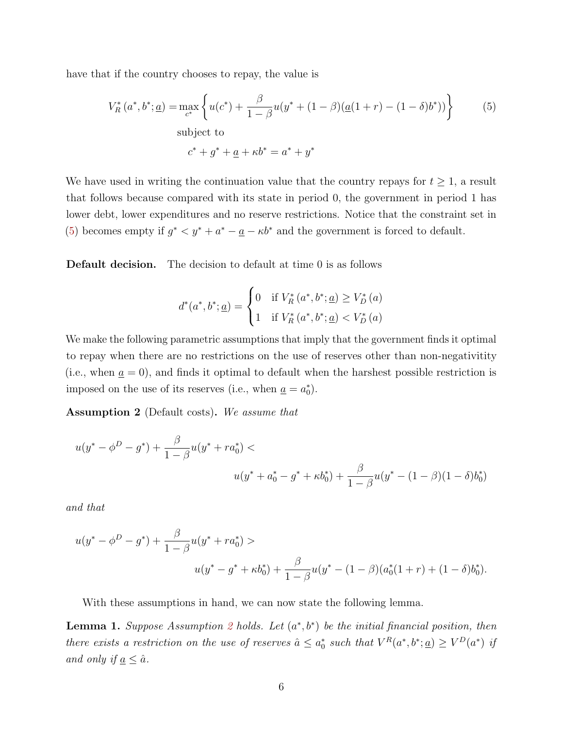have that if the country chooses to repay, the value is

$$V_R^*(a^*, b^*; \underline{a}) = \max_{c^*} \left\{ u(c^*) + \frac{\beta}{1-\beta} u(y^* + (1-\beta)(\underline{a}(1+r) - (1-\delta)b^*)) \right\} \tag{5}$$

subject to

$$c^* + g^* + \underline{a} + \kappa b^* = a^* + y^*$$

We have used in writing the continuation value that the country repays for $t \geq 1$, a result that follows because compared with its state in period 0, the government in period 1 has lower debt, lower expenditures and no reserve restrictions. Notice that the constraint set in (5) becomes empty if $g^* < y^* + a^* - \underline{a} - \kappa b^*$ and the government is forced to default.

**Default decision.** The decision to default at time 0 is as follows

$$d^*(a^*, b^*; \underline{a}) = \begin{cases} 0 & \text{if } V_R^*(a^*, b^*; \underline{a}) \geq V_D^*(a) \\ 1 & \text{if } V_R^*(a^*, b^*; \underline{a}) < V_D^*(a) \end{cases}$$

We make the following parametric assumptions that imply that the government finds it optimal to repay when there are no restrictions on the use of reserves other than non-negativitity (i.e., when $\underline{a} = 0$), and finds it optimal to default when the harshest possible restriction is imposed on the use of its reserves (i.e., when $\underline{a} = a_0^*$).

**Assumption 2** (Default costs)**.** *We assume that*

$$u(y^* - \phi^D - g^*) + \frac{\beta}{1-\beta} u(y^* + r a_0^*) < u(y^* + a_0^* - g^* + \kappa b_0^*) + \frac{\beta}{1-\beta} u(y^* - (1-\beta)(1-\delta)b_0^*)$$

*and that*

$$u(y^* - \phi^D - g^*) + \frac{\beta}{1-\beta} u(y^* + r a_0^*) > u(y^* - g^* + \kappa b_0^*) + \frac{\beta}{1-\beta} u(y^* - (1-\beta)(a_0^*(1+r) + (1-\delta)b_0^*).$$

With these assumptions in hand, we can now state the following lemma.

**Lemma 1.** *Suppose Assumption 2 holds. Let $(a^*, b^*)$ be the initial financial position, then there exists a restriction on the use of reserves $\hat{a} \leq a_0^*$ such that $V^R(a^*, b^*; \underline{a}) \geq V^D(a^*)$ if and only if $\underline{a} \leq \hat{a}$.*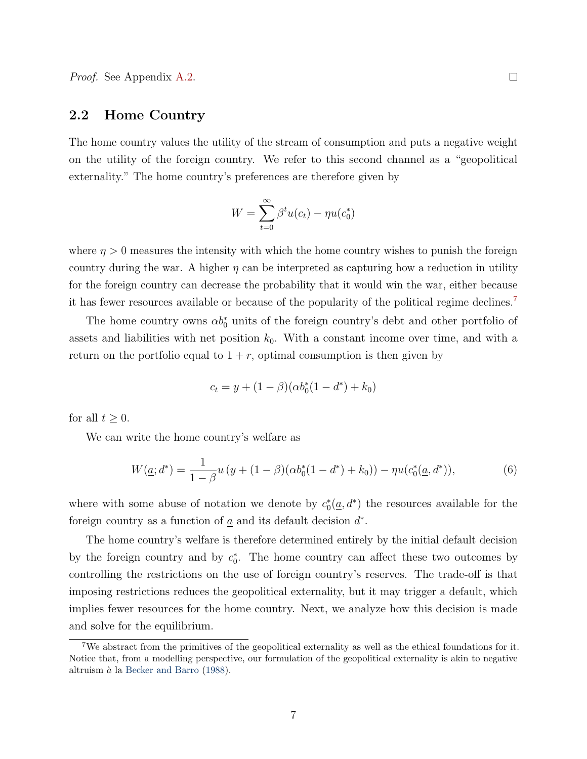*Proof.* See Appendix A.2. □

## 2.2 Home Country

The home country values the utility of the stream of consumption and puts a negative weight on the utility of the foreign country. We refer to this second channel as a "geopolitical externality." The home country's preferences are therefore given by

$$W = \sum_{t=0}^{\infty} \beta^t u(c_t) - \eta u(c_0^*)$$

where $\eta > 0$ measures the intensity with which the home country wishes to punish the foreign country during the war. A higher $\eta$ can be interpreted as capturing how a reduction in utility for the foreign country can decrease the probability that it would win the war, either because it has fewer resources available or because of the popularity of the political regime declines.[7]

The home country owns $\alpha b_0^*$ units of the foreign country's debt and other portfolio of assets and liabilities with net position $k_0$. With a constant income over time, and with a return on the portfolio equal to $1 + r$, optimal consumption is then given by

$$c_t = y + (1 - \beta)(\alpha b_0^*(1 - d^*) + k_0)$$

for all $t \geq 0$.

We can write the home country's welfare as

$$W(\underline{a}; d^*) = \frac{1}{1 - \beta} u\left(y + (1 - \beta)(\alpha b_0^*(1 - d^*) + k_0)\right) - \eta u(c_0^*(\underline{a}, d^*)), \tag{6}$$

where with some abuse of notation we denote by $c_0^*(\underline{a}, d^*)$ the resources available for the foreign country as a function of $\underline{a}$ and its default decision $d^*$.

The home country's welfare is therefore determined entirely by the initial default decision by the foreign country and by $c_0^*$. The home country can affect these two outcomes by controlling the restrictions on the use of foreign country's reserves. The trade-off is that imposing restrictions reduces the geopolitical externality, but it may trigger a default, which implies fewer resources for the home country. Next, we analyze how this decision is made and solve for the equilibrium.

[7] We abstract from the primitives of the geopolitical externality as well as the ethical foundations for it. Notice that, from a modelling perspective, our formulation of the geopolitical externality is akin to negative altruism *à la* Becker and Barro (1988).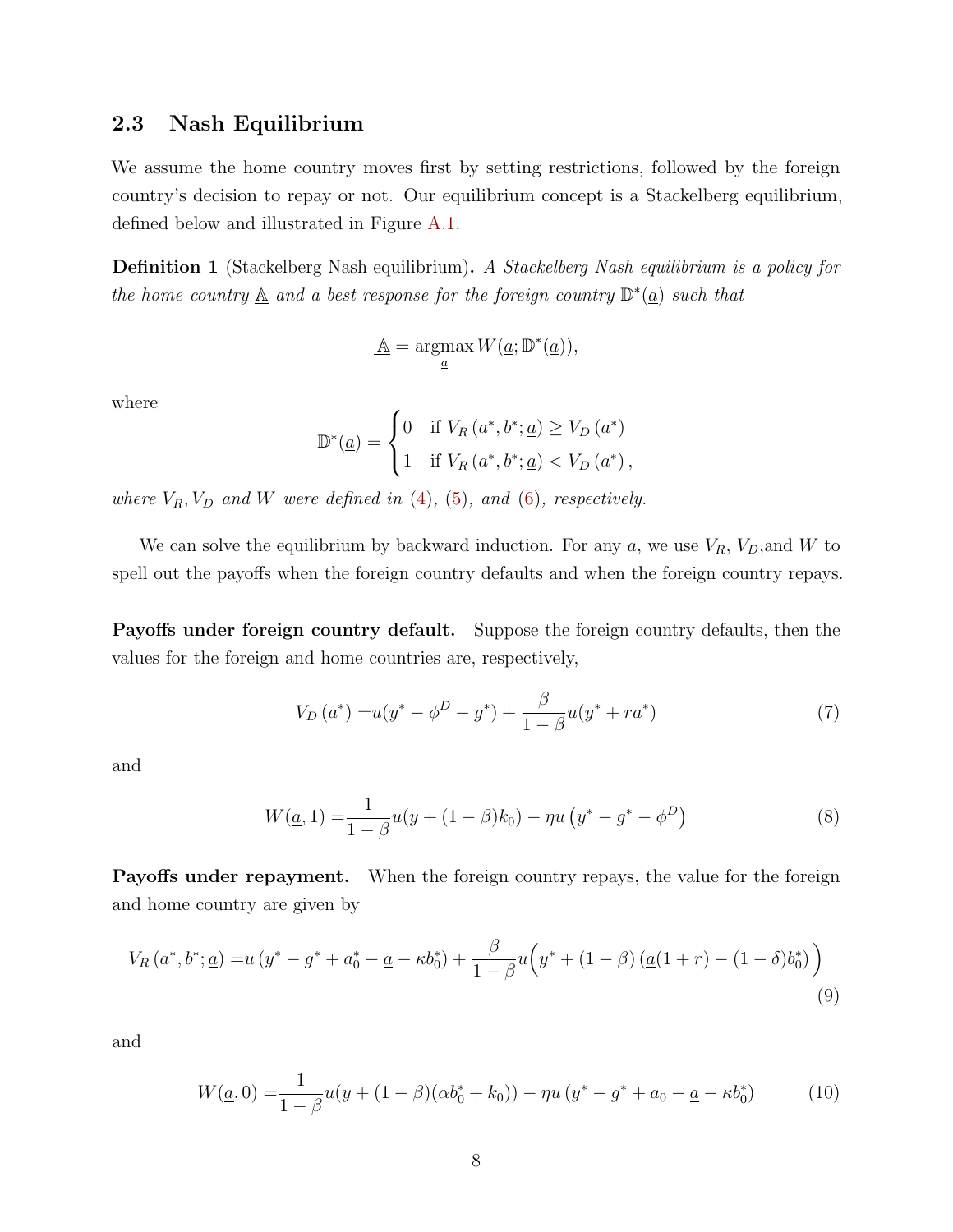### 2.3 Nash Equilibrium

We assume the home country moves first by setting restrictions, followed by the foreign country's decision to repay or not. Our equilibrium concept is a Stackelberg equilibrium, defined below and illustrated in Figure A.1.

**Definition 1** (Stackelberg Nash equilibrium)**.** *A Stackelberg Nash equilibrium is a policy for the home country* $\underline{\mathbb{A}}$ *and a best response for the foreign country* $\mathbb{D}^*(\underline{a})$ *such that*

$$\underline{\mathbb{A}} = \underset{\underline{a}}{\operatorname{argmax}}\, W(\underline{a}; \mathbb{D}^*(\underline{a})),$$

*where*

$$\mathbb{D}^*(\underline{a}) = \begin{cases} 0 & \text{if } V_R\left(a^*, b^*; \underline{a}\right) \geq V_D\left(a^*\right) \\ 1 & \text{if } V_R\left(a^*, b^*; \underline{a}\right) < V_D\left(a^*\right), \end{cases}$$

*where $V_R, V_D$ and $W$ were defined in (4), (5), and (6), respectively.*

We can solve the equilibrium by backward induction. For any $\underline{a}$, we use $V_R$, $V_D$,and $W$ to spell out the payoffs when the foreign country defaults and when the foreign country repays.

**Payoffs under foreign country default.** Suppose the foreign country defaults, then the values for the foreign and home countries are, respectively,

$$V_D\left(a^*\right) = u(y^* - \phi^D - g^*) + \frac{\beta}{1-\beta} u(y^* + ra^*) \tag{7}$$

and

$$W(\underline{a}, 1) = \frac{1}{1-\beta} u(y + (1-\beta)k_0) - \eta u\left(y^* - g^* - \phi^D\right) \tag{8}$$

**Payoffs under repayment.** When the foreign country repays, the value for the foreign and home country are given by

$$V_R\left(a^*, b^*; \underline{a}\right) = u\left(y^* - g^* + a_0^* - \underline{a} - \kappa b_0^*\right) + \frac{\beta}{1-\beta} u\Big(y^* + (1-\beta)\left(\underline{a}(1+r) - (1-\delta)b_0^*\right)\Big) \tag{9}$$

and

$$W(\underline{a}, 0) = \frac{1}{1-\beta} u(y + (1-\beta)(\alpha b_0^* + k_0)) - \eta u\left(y^* - g^* + a_0 - \underline{a} - \kappa b_0^*\right) \tag{10}$$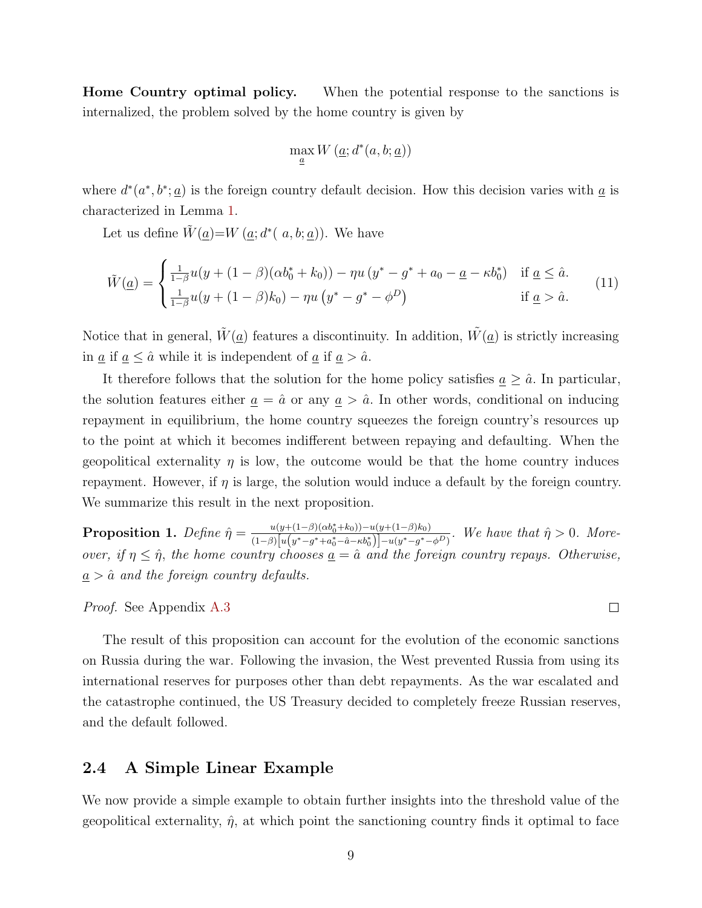**Home Country optimal policy.** When the potential response to the sanctions is internalized, the problem solved by the home country is given by

$$\max_{\underline{a}} W\left(\underline{a}; d^*(a, b; \underline{a})\right)$$

where $d^*(a^*, b^*; \underline{a})$ is the foreign country default decision. How this decision varies with $\underline{a}$ is characterized in Lemma 1.

Let us define $\tilde{W}(\underline{a})$=$W\left(\underline{a}; d^*(\ a, b; \underline{a})\right)$. We have

$$\tilde{W}(\underline{a}) = \begin{cases} \frac{1}{1-\beta} u(y + (1-\beta)(\alpha b_0^* + k_0)) - \eta u\left(y^* - g^* + a_0 - \underline{a} - \kappa b_0^*\right) & \text{if } \underline{a} \leq \hat{a}. \\ \frac{1}{1-\beta} u(y + (1-\beta) k_0) - \eta u\left(y^* - g^* - \phi^D\right) & \text{if } \underline{a} > \hat{a}. \end{cases} \tag{11}$$

Notice that in general, $\tilde{W}(\underline{a})$ features a discontinuity. In addition, $\tilde{W}(\underline{a})$ is strictly increasing in $\underline{a}$ if $\underline{a} \leq \hat{a}$ while it is independent of $\underline{a}$ if $\underline{a} > \hat{a}$.

It therefore follows that the solution for the home policy satisfies $\underline{a} \geq \hat{a}$. In particular, the solution features either $\underline{a} = \hat{a}$ or any $\underline{a} > \hat{a}$. In other words, conditional on inducing repayment in equilibrium, the home country squeezes the foreign country's resources up to the point at which it becomes indifferent between repaying and defaulting. When the geopolitical externality $\eta$ is low, the outcome would be that the home country induces repayment. However, if $\eta$ is large, the solution would induce a default by the foreign country. We summarize this result in the next proposition.

**Proposition 1.** *Define* $\hat{\eta} = \frac{u(y+(1-\beta)(\alpha b_0^* + k_0)) - u(y+(1-\beta)k_0)}{(1-\beta)\left[u\left(y^* - g^* + a_0^* - \hat{a} - \kappa b_0^*\right)\right] - u\left(y^* - g^* - \phi^D\right)}$. *We have that* $\hat{\eta} > 0$. *Moreover, if* $\eta \leq \hat{\eta}$, *the home country chooses* $\underline{a} = \hat{a}$ *and the foreign country repays. Otherwise,* $\underline{a} > \hat{a}$ *and the foreign country defaults.*

*Proof.* See Appendix A.3 □

The result of this proposition can account for the evolution of the economic sanctions on Russia during the war. Following the invasion, the West prevented Russia from using its international reserves for purposes other than debt repayments. As the war escalated and the catastrophe continued, the US Treasury decided to completely freeze Russian reserves, and the default followed.

## 2.4 A Simple Linear Example

We now provide a simple example to obtain further insights into the threshold value of the geopolitical externality, $\hat{\eta}$, at which point the sanctioning country finds it optimal to face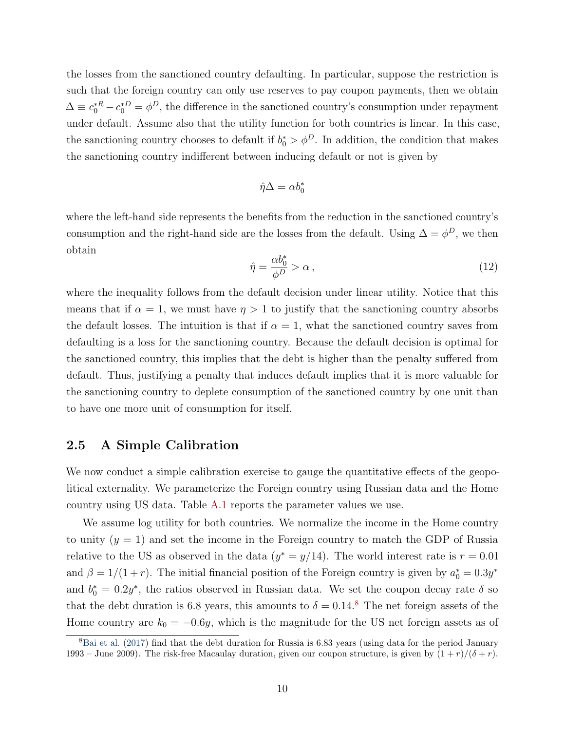the losses from the sanctioned country defaulting. In particular, suppose the restriction is such that the foreign country can only use reserves to pay coupon payments, then we obtain $\Delta \equiv c_0^{*R} - c_0^{*D} = \phi^D$, the difference in the sanctioned country's consumption under repayment under default. Assume also that the utility function for both countries is linear. In this case, the sanctioning country chooses to default if $b_0^* > \phi^D$. In addition, the condition that makes the sanctioning country indifferent between inducing default or not is given by

$$\hat{\eta}\Delta = \alpha b_0^*$$

where the left-hand side represents the benefits from the reduction in the sanctioned country's consumption and the right-hand side are the losses from the default. Using $\Delta = \phi^D$, we then obtain

$$\hat{\eta} = \frac{\alpha b_0^*}{\phi^D} > \alpha \,, \tag{12}$$

where the inequality follows from the default decision under linear utility. Notice that this means that if $\alpha = 1$, we must have $\eta > 1$ to justify that the sanctioning country absorbs the default losses. The intuition is that if $\alpha = 1$, what the sanctioned country saves from defaulting is a loss for the sanctioning country. Because the default decision is optimal for the sanctioned country, this implies that the debt is higher than the penalty suffered from default. Thus, justifying a penalty that induces default implies that it is more valuable for the sanctioning country to deplete consumption of the sanctioned country by one unit than to have one more unit of consumption for itself.

## 2.5 A Simple Calibration

We now conduct a simple calibration exercise to gauge the quantitative effects of the geopolitical externality. We parameterize the Foreign country using Russian data and the Home country using US data. Table A.1 reports the parameter values we use.

We assume log utility for both countries. We normalize the income in the Home country to unity ($y = 1$) and set the income in the Foreign country to match the GDP of Russia relative to the US as observed in the data ($y^* = y/14$). The world interest rate is $r = 0.01$ and $\beta = 1/(1+r)$. The initial financial position of the Foreign country is given by $a_0^* = 0.3y^*$ and $b_0^* = 0.2y^*$, the ratios observed in Russian data. We set the coupon decay rate $\delta$ so that the debt duration is 6.8 years, this amounts to $\delta = 0.14$.[8] The net foreign assets of the Home country are $k_0 = -0.6y$, which is the magnitude for the US net foreign assets as of

[8] Bai et al. (2017) find that the debt duration for Russia is 6.83 years (using data for the period January 1993 – June 2009). The risk-free Macaulay duration, given our coupon structure, is given by $(1+r)/(\delta+r)$.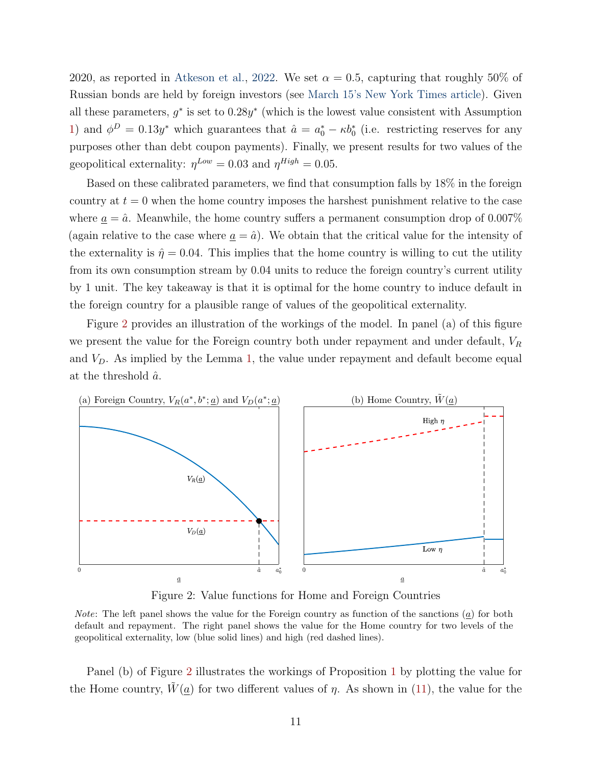2020, as reported in Atkeson et al., 2022. We set $\alpha = 0.5$, capturing that roughly 50% of Russian bonds are held by foreign investors (see March 15's New York Times article). Given all these parameters, $g^*$ is set to $0.28y^*$ (which is the lowest value consistent with Assumption 1) and $\phi^D = 0.13y^*$ which guarantees that $\hat{a} = a_0^* - \kappa b_0^*$ (i.e. restricting reserves for any purposes other than debt coupon payments). Finally, we present results for two values of the geopolitical externality: $\eta^{Low} = 0.03$ and $\eta^{High} = 0.05$.

Based on these calibrated parameters, we find that consumption falls by 18% in the foreign country at $t = 0$ when the home country imposes the harshest punishment relative to the case where $\underline{a} = \hat{a}$. Meanwhile, the home country suffers a permanent consumption drop of 0.007% (again relative to the case where $\underline{a} = \hat{a}$). We obtain that the critical value for the intensity of the externality is $\hat{\eta} = 0.04$. This implies that the home country is willing to cut the utility from its own consumption stream by 0.04 units to reduce the foreign country's current utility by 1 unit. The key takeaway is that it is optimal for the home country to induce default in the foreign country for a plausible range of values of the geopolitical externality.

Figure 2 provides an illustration of the workings of the model. In panel (a) of this figure we present the value for the Foreign country both under repayment and under default, $V_R$ and $V_D$. As implied by the Lemma 1, the value under repayment and default become equal at the threshold $\hat{a}$.

(a) Foreign Country, $V_R(a^*, b^*; \underline{a})$ and $V_D(a^*; \underline{a})$

(b) Home Country, $\tilde{W}(\underline{a})$

Figure 2: Value functions for Home and Foreign Countries

*Note*: The left panel shows the value for the Foreign country as function of the sanctions ($\underline{a}$) for both default and repayment. The right panel shows the value for the Home country for two levels of the geopolitical externality, low (blue solid lines) and high (red dashed lines).

Panel (b) of Figure 2 illustrates the workings of Proposition 1 by plotting the value for the Home country, $\tilde{W}(\underline{a})$ for two different values of $\eta$. As shown in (11), the value for the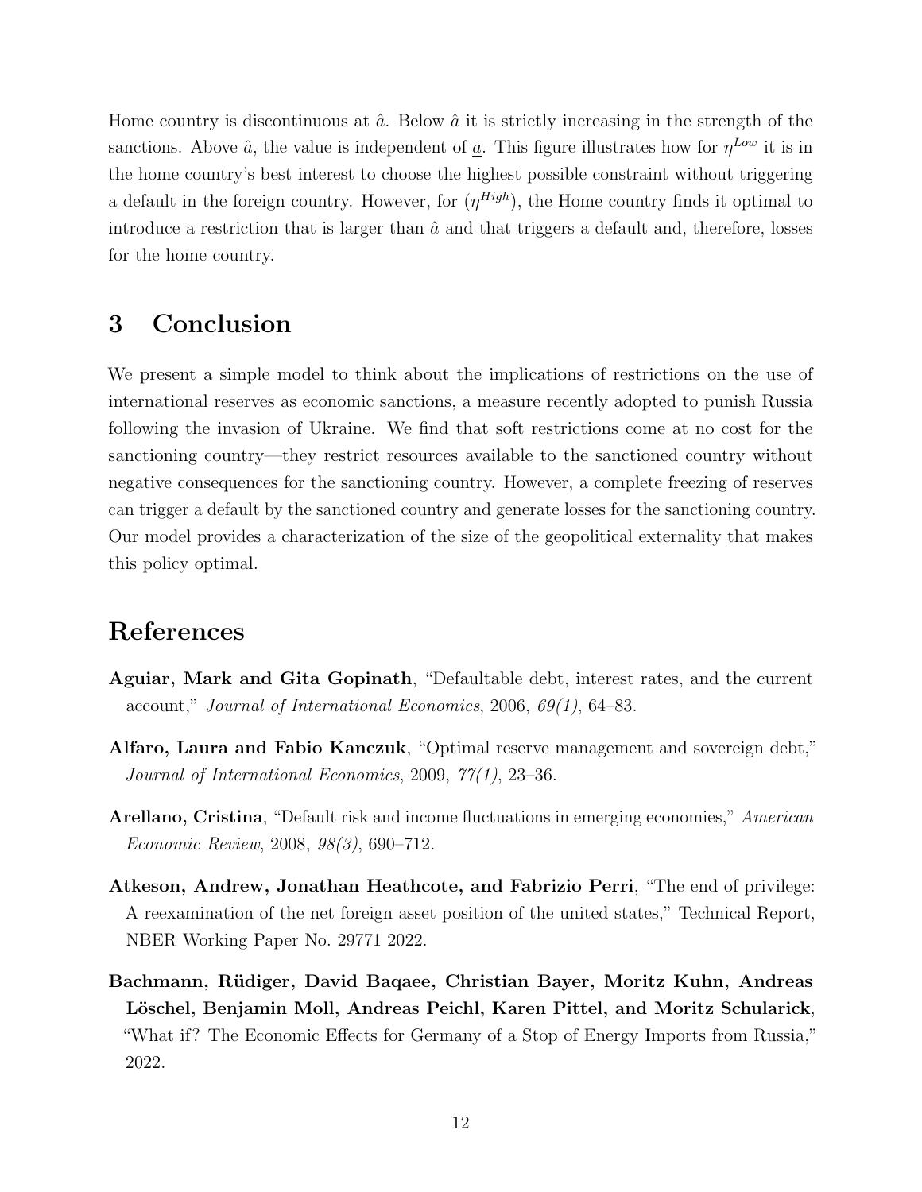Home country is discontinuous at $\hat{a}$. Below $\hat{a}$ it is strictly increasing in the strength of the sanctions. Above $\hat{a}$, the value is independent of $\underline{a}$. This figure illustrates how for $\eta^{Low}$ it is in the home country's best interest to choose the highest possible constraint without triggering a default in the foreign country. However, for ($\eta^{High}$), the Home country finds it optimal to introduce a restriction that is larger than $\hat{a}$ and that triggers a default and, therefore, losses for the home country.

# 3 Conclusion

We present a simple model to think about the implications of restrictions on the use of international reserves as economic sanctions, a measure recently adopted to punish Russia following the invasion of Ukraine. We find that soft restrictions come at no cost for the sanctioning country—they restrict resources available to the sanctioned country without negative consequences for the sanctioning country. However, a complete freezing of reserves can trigger a default by the sanctioned country and generate losses for the sanctioning country. Our model provides a characterization of the size of the geopolitical externality that makes this policy optimal.

# References

**Aguiar, Mark and Gita Gopinath**, "Defaultable debt, interest rates, and the current account," *Journal of International Economics*, 2006, *69(1)*, 64–83.

**Alfaro, Laura and Fabio Kanczuk**, "Optimal reserve management and sovereign debt," *Journal of International Economics*, 2009, *77(1)*, 23–36.

**Arellano, Cristina**, "Default risk and income fluctuations in emerging economies," *American Economic Review*, 2008, *98(3)*, 690–712.

**Atkeson, Andrew, Jonathan Heathcote, and Fabrizio Perri**, "The end of privilege: A reexamination of the net foreign asset position of the united states," Technical Report, NBER Working Paper No. 29771 2022.

**Bachmann, Rüdiger, David Baqaee, Christian Bayer, Moritz Kuhn, Andreas Löschel, Benjamin Moll, Andreas Peichl, Karen Pittel, and Moritz Schularick**, "What if? The Economic Effects for Germany of a Stop of Energy Imports from Russia," 2022.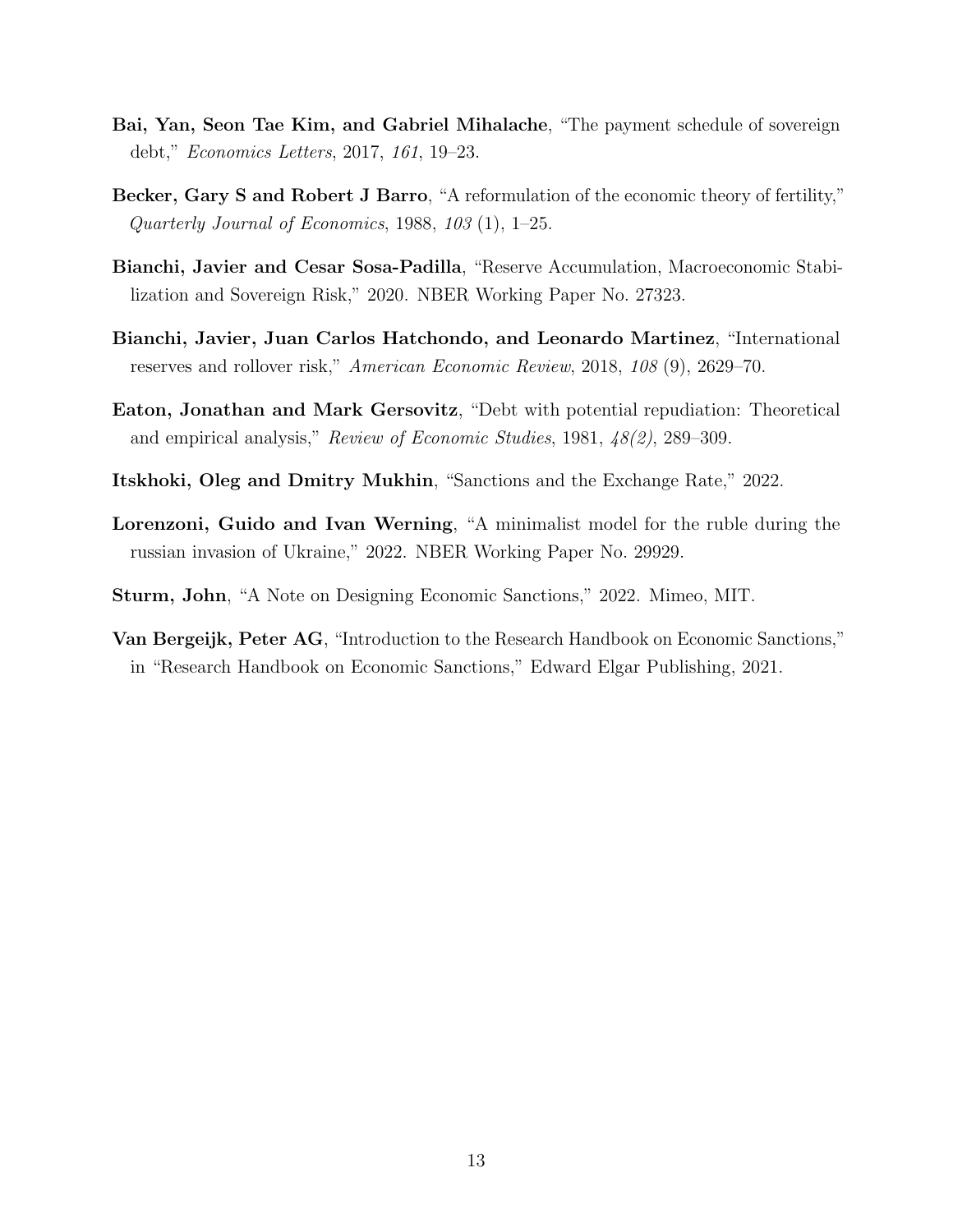**Bai, Yan, Seon Tae Kim, and Gabriel Mihalache**, "The payment schedule of sovereign debt," *Economics Letters*, 2017, *161*, 19–23.

**Becker, Gary S and Robert J Barro**, "A reformulation of the economic theory of fertility," *Quarterly Journal of Economics*, 1988, *103* (1), 1–25.

**Bianchi, Javier and Cesar Sosa-Padilla**, "Reserve Accumulation, Macroeconomic Stabilization and Sovereign Risk," 2020. NBER Working Paper No. 27323.

**Bianchi, Javier, Juan Carlos Hatchondo, and Leonardo Martinez**, "International reserves and rollover risk," *American Economic Review*, 2018, *108* (9), 2629–70.

**Eaton, Jonathan and Mark Gersovitz**, "Debt with potential repudiation: Theoretical and empirical analysis," *Review of Economic Studies*, 1981, *48(2)*, 289–309.

**Itskhoki, Oleg and Dmitry Mukhin**, "Sanctions and the Exchange Rate," 2022.

**Lorenzoni, Guido and Ivan Werning**, "A minimalist model for the ruble during the russian invasion of Ukraine," 2022. NBER Working Paper No. 29929.

**Sturm, John**, "A Note on Designing Economic Sanctions," 2022. Mimeo, MIT.

**Van Bergeijk, Peter AG**, "Introduction to the Research Handbook on Economic Sanctions," in "Research Handbook on Economic Sanctions," Edward Elgar Publishing, 2021.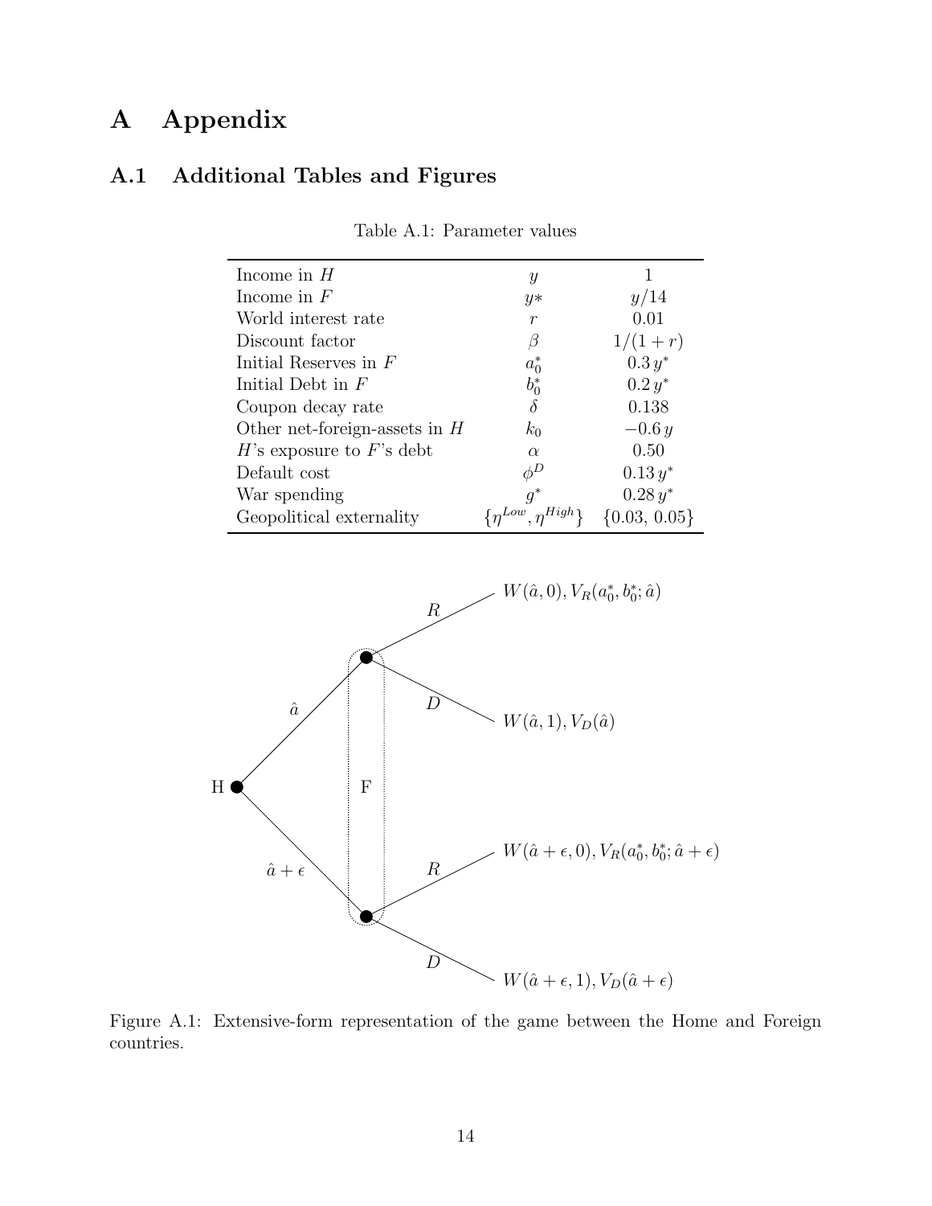# A Appendix

## A.1 Additional Tables and Figures

Table A.1: Parameter values

| | | |
|---|---|---|
| Income in $H$ | $y$ | 1 |
| Income in $F$ | $y*$ | $y/14$ |
| World interest rate | $r$ | 0.01 |
| Discount factor | $\beta$ | $1/(1+r)$ |
| Initial Reserves in $F$ | $a_0^*$ | $0.3\,y^*$ |
| Initial Debt in $F$ | $b_0^*$ | $0.2\,y^*$ |
| Coupon decay rate | $\delta$ | 0.138 |
| Other net-foreign-assets in $H$ | $k_0$ | $-0.6\,y$ |
| $H$'s exposure to $F$'s debt | $\alpha$ | 0.50 |
| Default cost | $\phi^D$ | $0.13\,y^*$ |
| War spending | $g^*$ | $0.28\,y^*$ |
| Geopolitical externality | $\{\eta^{Low}, \eta^{High}\}$ | $\{0.03,\, 0.05\}$ |

Figure A.1: Extensive-form representation of the game between the Home and Foreign countries.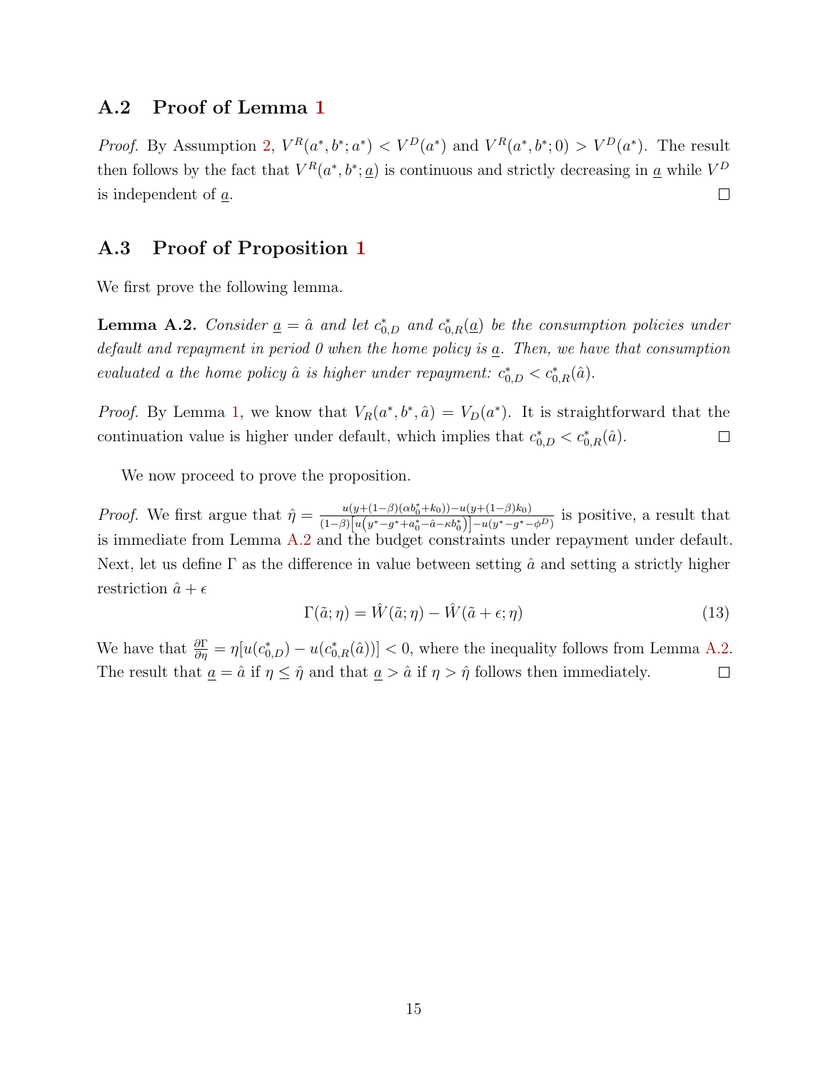## A.2 Proof of Lemma 1

*Proof.* By Assumption 2, $V^R(a^*, b^*; a^*) < V^D(a^*)$ and $V^R(a^*, b^*; 0) > V^D(a^*)$. The result then follows by the fact that $V^R(a^*, b^*; \underline{a})$ is continuous and strictly decreasing in $\underline{a}$ while $V^D$ is independent of $\underline{a}$. $\square$

## A.3 Proof of Proposition 1

We first prove the following lemma.

**Lemma A.2.** *Consider $\underline{a} = \hat{a}$ and let $c^*_{0,D}$ and $c^*_{0,R}(\underline{a})$ be the consumption policies under default and repayment in period 0 when the home policy is $\underline{a}$. Then, we have that consumption evaluated a the home policy $\hat{a}$ is higher under repayment: $c^*_{0,D} < c^*_{0,R}(\hat{a})$.*

*Proof.* By Lemma 1, we know that $V_R(a^*, b^*, \hat{a}) = V_D(a^*)$. It is straightforward that the continuation value is higher under default, which implies that $c^*_{0,D} < c^*_{0,R}(\hat{a})$. $\square$

We now proceed to prove the proposition.

*Proof.* We first argue that $\hat{\eta} = \frac{u(y+(1-\beta)(\alpha b^*_0 + k_0)) - u(y+(1-\beta)k_0)}{(1-\beta)\left[u\left(y^* - g^* + a^*_0 - \hat{a} - \kappa b^*_0\right)\right] - u(y^* - g^* - \phi^D)}$ is positive, a result that is immediate from Lemma A.2 and the budget constraints under repayment under default. Next, let us define $\Gamma$ as the difference in value between setting $\hat{a}$ and setting a strictly higher restriction $\hat{a} + \epsilon$

$$\Gamma(\tilde{a}; \eta) = \hat{W}(\tilde{a}; \eta) - \hat{W}(\tilde{a} + \epsilon; \eta) \tag{13}$$

We have that $\frac{\partial \Gamma}{\partial \eta} = \eta[u(c^*_{0,D}) - u(c^*_{0,R}(\hat{a}))] < 0$, where the inequality follows from Lemma A.2. The result that $\underline{a} = \hat{a}$ if $\eta \leq \hat{\eta}$ and that $\underline{a} > \hat{a}$ if $\eta > \hat{\eta}$ follows then immediately. $\square$